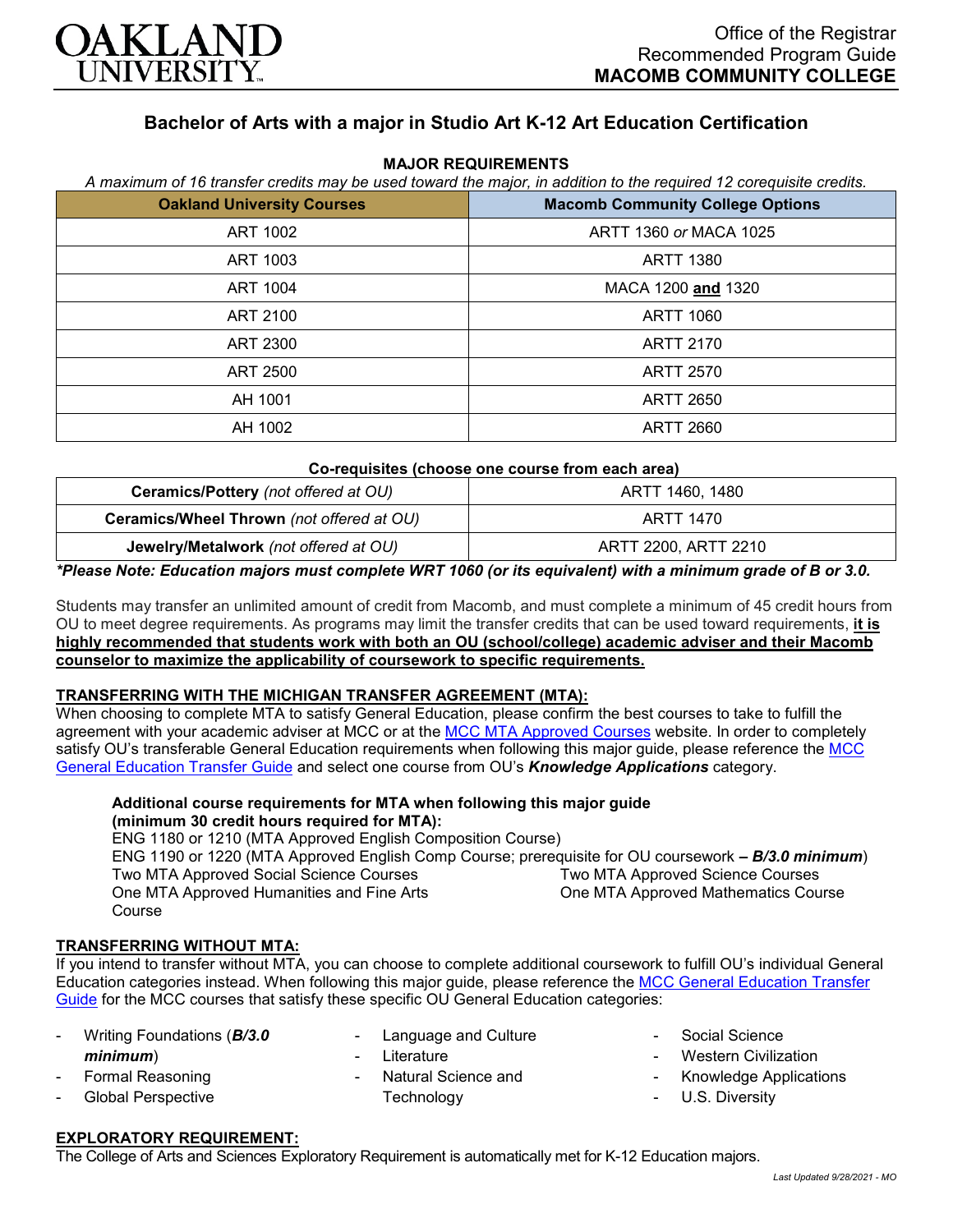OAKLAND UNIVERSITY

Office of the Registrar
Recommended Program Guide
**MACOMB COMMUNITY COLLEGE**

# Bachelor of Arts with a major in Studio Art K-12 Art Education Certification

## MAJOR REQUIREMENTS

*A maximum of 16 transfer credits may be used toward the major, in addition to the required 12 corequisite credits.*

| Oakland University Courses | Macomb Community College Options |
|---|---|
| ART 1002 | ARTT 1360 *or* MACA 1025 |
| ART 1003 | ARTT 1380 |
| ART 1004 | MACA 1200 **and** 1320 |
| ART 2100 | ARTT 1060 |
| ART 2300 | ARTT 2170 |
| ART 2500 | ARTT 2570 |
| AH 1001 | ARTT 2650 |
| AH 1002 | ARTT 2660 |

**Co-requisites (choose one course from each area)**

| | |
|---|---|
| **Ceramics/Pottery** *(not offered at OU)* | ARTT 1460, 1480 |
| **Ceramics/Wheel Thrown** *(not offered at OU)* | ARTT 1470 |
| **Jewelry/Metalwork** *(not offered at OU)* | ARTT 2200, ARTT 2210 |

***Please Note: Education majors must complete WRT 1060 (or its equivalent) with a minimum grade of B or 3.0.***

Students may transfer an unlimited amount of credit from Macomb, and must complete a minimum of 45 credit hours from OU to meet degree requirements. As programs may limit the transfer credits that can be used toward requirements, **it is highly recommended that students work with both an OU (school/college) academic adviser and their Macomb counselor to maximize the applicability of coursework to specific requirements.**

### TRANSFERRING WITH THE MICHIGAN TRANSFER AGREEMENT (MTA):

When choosing to complete MTA to satisfy General Education, please confirm the best courses to take to fulfill the agreement with your academic adviser at MCC or at the MCC MTA Approved Courses website. In order to completely satisfy OU's transferable General Education requirements when following this major guide, please reference the MCC General Education Transfer Guide and select one course from OU's ***Knowledge Applications*** category.

**Additional course requirements for MTA when following this major guide (minimum 30 credit hours required for MTA):**

ENG 1180 or 1210 (MTA Approved English Composition Course)
ENG 1190 or 1220 (MTA Approved English Comp Course; prerequisite for OU coursework **– *B/3.0 minimum***)
Two MTA Approved Social Science Courses
Two MTA Approved Science Courses
One MTA Approved Humanities and Fine Arts Course
One MTA Approved Mathematics Course

### TRANSFERRING WITHOUT MTA:

If you intend to transfer without MTA, you can choose to complete additional coursework to fulfill OU's individual General Education categories instead. When following this major guide, please reference the MCC General Education Transfer Guide for the MCC courses that satisfy these specific OU General Education categories:

- Writing Foundations (***B/3.0 minimum***)
- Formal Reasoning
- Global Perspective
- Language and Culture
- Literature
- Natural Science and Technology
- Social Science
- Western Civilization
- Knowledge Applications
- U.S. Diversity

### EXPLORATORY REQUIREMENT:

The College of Arts and Sciences Exploratory Requirement is automatically met for K-12 Education majors.

*Last Updated 9/28/2021 - MO*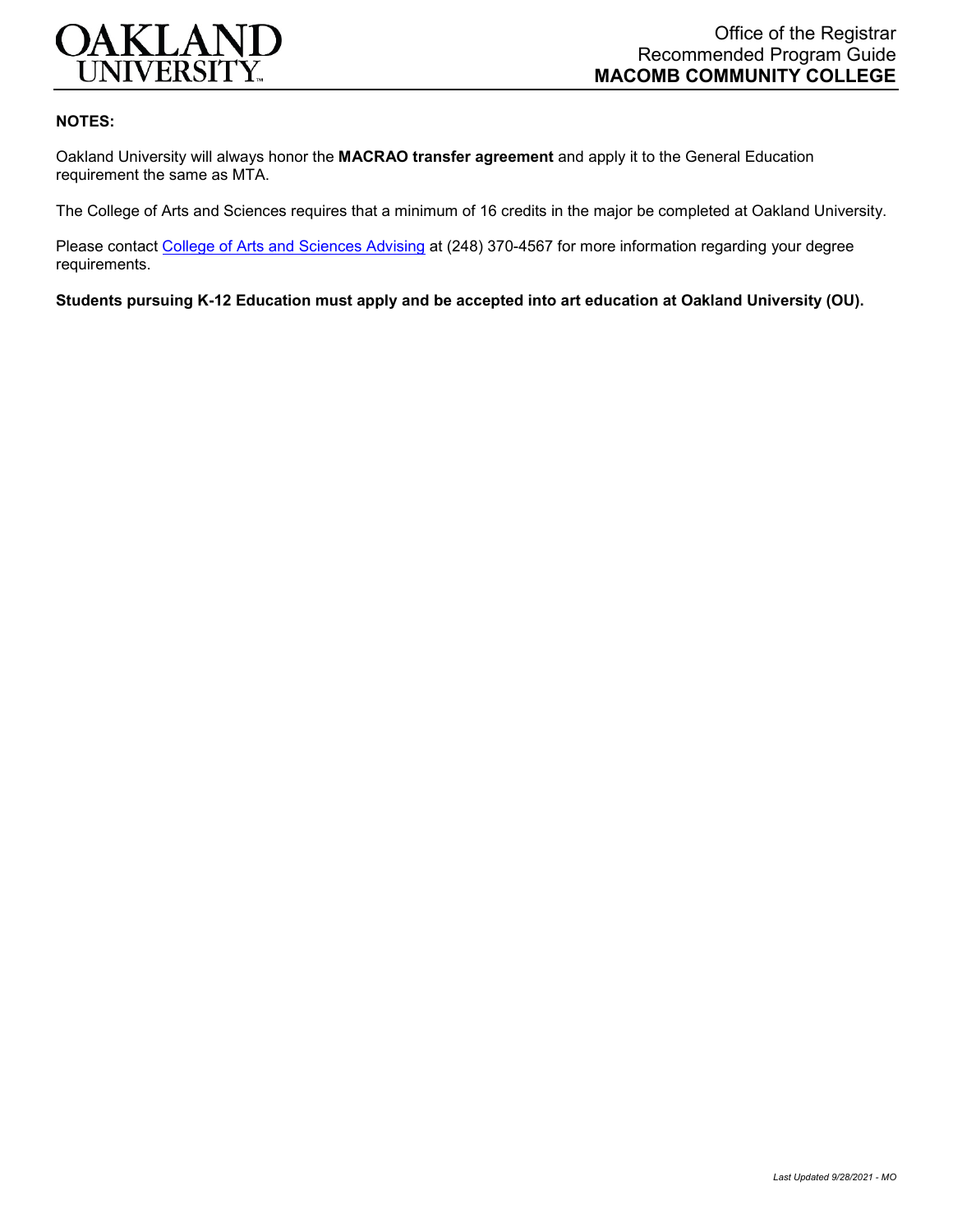**NOTES:**

Oakland University will always honor the **MACRAO transfer agreement** and apply it to the General Education requirement the same as MTA.

The College of Arts and Sciences requires that a minimum of 16 credits in the major be completed at Oakland University.

Please contact College of Arts and Sciences Advising at (248) 370-4567 for more information regarding your degree requirements.

**Students pursuing K-12 Education must apply and be accepted into art education at Oakland University (OU).**

*Last Updated 9/28/2021 - MO*